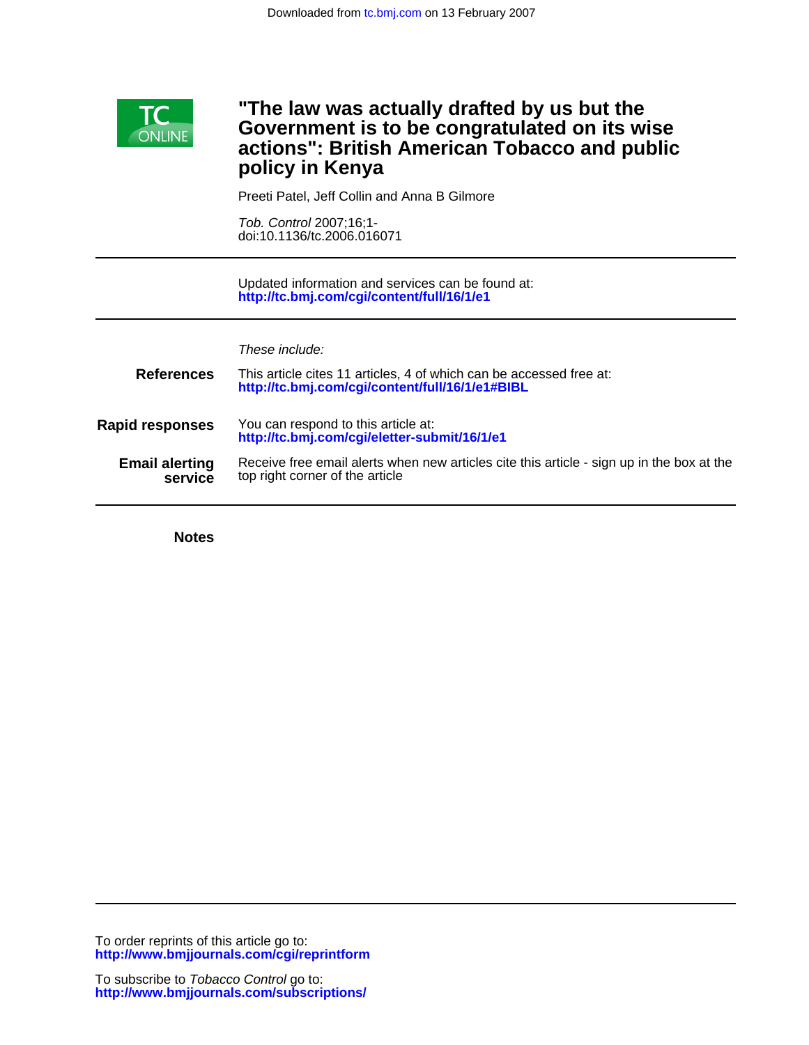Downloaded from tc.bmj.com on 13 February 2007

# "The law was actually drafted by us but the Government is to be congratulated on its wise actions": British American Tobacco and public policy in Kenya

Preeti Patel, Jeff Collin and Anna B Gilmore

*Tob. Control* 2007;16;1-
doi:10.1136/tc.2006.016071

---

Updated information and services can be found at:
**http://tc.bmj.com/cgi/content/full/16/1/e1**

---

*These include:*

**References** This article cites 11 articles, 4 of which can be accessed free at:
**http://tc.bmj.com/cgi/content/full/16/1/e1#BIBL**

**Rapid responses** You can respond to this article at:
**http://tc.bmj.com/cgi/eletter-submit/16/1/e1**

**Email alerting service** Receive free email alerts when new articles cite this article - sign up in the box at the top right corner of the article

---

**Notes**

---

To order reprints of this article go to:
**http://www.bmjjournals.com/cgi/reprintform**

To subscribe to *Tobacco Control* go to:
**http://www.bmjjournals.com/subscriptions/**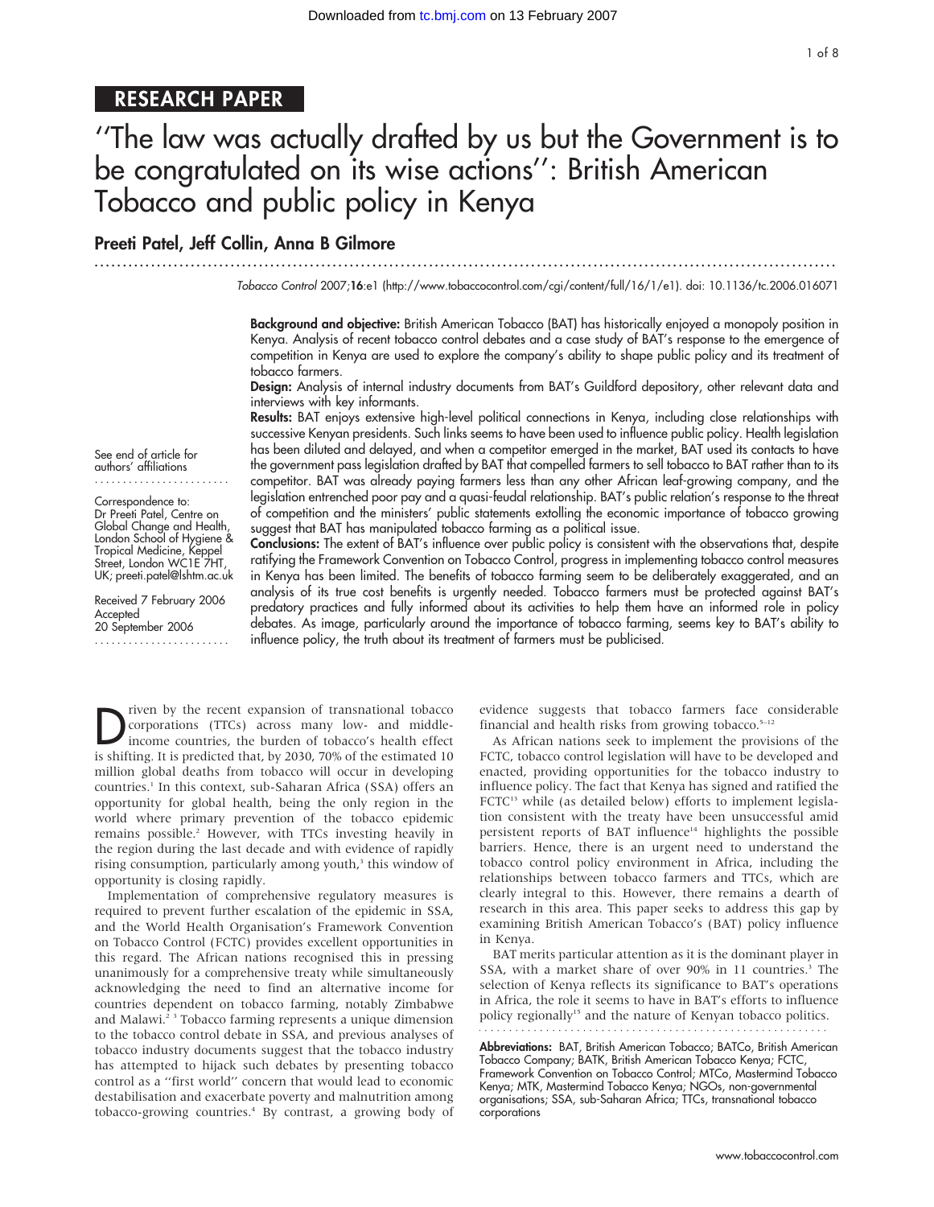# RESEARCH PAPER

# "The law was actually drafted by us but the Government is to be congratulated on its wise actions": British American Tobacco and public policy in Kenya

**Preeti Patel, Jeff Collin, Anna B Gilmore**

*Tobacco Control* 2007;**16**:e1 (http://www.tobaccocontrol.com/cgi/content/full/16/1/e1). doi: 10.1136/tc.2006.016071

**Background and objective:** British American Tobacco (BAT) has historically enjoyed a monopoly position in Kenya. Analysis of recent tobacco control debates and a case study of BAT's response to the emergence of competition in Kenya are used to explore the company's ability to shape public policy and its treatment of tobacco farmers.

**Design:** Analysis of internal industry documents from BAT's Guildford depository, other relevant data and interviews with key informants.

**Results:** BAT enjoys extensive high-level political connections in Kenya, including close relationships with successive Kenyan presidents. Such links seems to have been used to influence public policy. Health legislation has been diluted and delayed, and when a competitor emerged in the market, BAT used its contacts to have the government pass legislation drafted by BAT that compelled farmers to sell tobacco to BAT rather than to its competitor. BAT was already paying farmers less than any other African leaf-growing company, and the legislation entrenched poor pay and a quasi-feudal relationship. BAT's public relation's response to the threat of competition and the ministers' public statements extolling the economic importance of tobacco growing suggest that BAT has manipulated tobacco farming as a political issue.

**Conclusions:** The extent of BAT's influence over public policy is consistent with the observations that, despite ratifying the Framework Convention on Tobacco Control, progress in implementing tobacco control measures in Kenya has been limited. The benefits of tobacco farming seem to be deliberately exaggerated, and an analysis of its true cost benefits is urgently needed. Tobacco farmers must be protected against BAT's predatory practices and fully informed about its activities to help them have an informed role in policy debates. As image, particularly around the importance of tobacco farming, seems key to BAT's ability to influence policy, the truth about its treatment of farmers must be publicised.

See end of article for authors' affiliations

Correspondence to: Dr Preeti Patel, Centre on Global Change and Health, London School of Hygiene & Tropical Medicine, Keppel Street, London WC1E 7HT, UK; preeti.patel@lshtm.ac.uk

Received 7 February 2006
Accepted 20 September 2006

Driven by the recent expansion of transnational tobacco corporations (TTCs) across many low- and middle-income countries, the burden of tobacco's health effect is shifting. It is predicted that, by 2030, 70% of the estimated 10 million global deaths from tobacco will occur in developing countries.[1] In this context, sub-Saharan Africa (SSA) offers an opportunity for global health, being the only region in the world where primary prevention of the tobacco epidemic remains possible.[2] However, with TTCs investing heavily in the region during the last decade and with evidence of rapidly rising consumption, particularly among youth,[3] this window of opportunity is closing rapidly.

Implementation of comprehensive regulatory measures is required to prevent further escalation of the epidemic in SSA, and the World Health Organisation's Framework Convention on Tobacco Control (FCTC) provides excellent opportunities in this regard. The African nations recognised this in pressing unanimously for a comprehensive treaty while simultaneously acknowledging the need to find an alternative income for countries dependent on tobacco farming, notably Zimbabwe and Malawi.[2,3] Tobacco farming represents a unique dimension to the tobacco control debate in SSA, and previous analyses of tobacco industry documents suggest that the tobacco industry has attempted to hijack such debates by presenting tobacco control as a "first world" concern that would lead to economic destabilisation and exacerbate poverty and malnutrition among tobacco-growing countries.[4] By contrast, a growing body of evidence suggests that tobacco farmers face considerable financial and health risks from growing tobacco.[5–12]

As African nations seek to implement the provisions of the FCTC, tobacco control legislation will have to be developed and enacted, providing opportunities for the tobacco industry to influence policy. The fact that Kenya has signed and ratified the FCTC[13] while (as detailed below) efforts to implement legislation consistent with the treaty have been unsuccessful amid persistent reports of BAT influence[14] highlights the possible barriers. Hence, there is an urgent need to understand the tobacco control policy environment in Africa, including the relationships between tobacco farmers and TTCs, which are clearly integral to this. However, there remains a dearth of research in this area. This paper seeks to address this gap by examining British American Tobacco's (BAT) policy influence in Kenya.

BAT merits particular attention as it is the dominant player in SSA, with a market share of over 90% in 11 countries.[3] The selection of Kenya reflects its significance to BAT's operations in Africa, the role it seems to have in BAT's efforts to influence policy regionally[15] and the nature of Kenyan tobacco politics.

**Abbreviations:** BAT, British American Tobacco; BATCo, British American Tobacco Company; BATK, British American Tobacco Kenya; FCTC, Framework Convention on Tobacco Control; MTCo, Mastermind Tobacco Kenya; MTK, Mastermind Tobacco Kenya; NGOs, non-governmental organisations; SSA, sub-Saharan Africa; TTCs, transnational tobacco corporations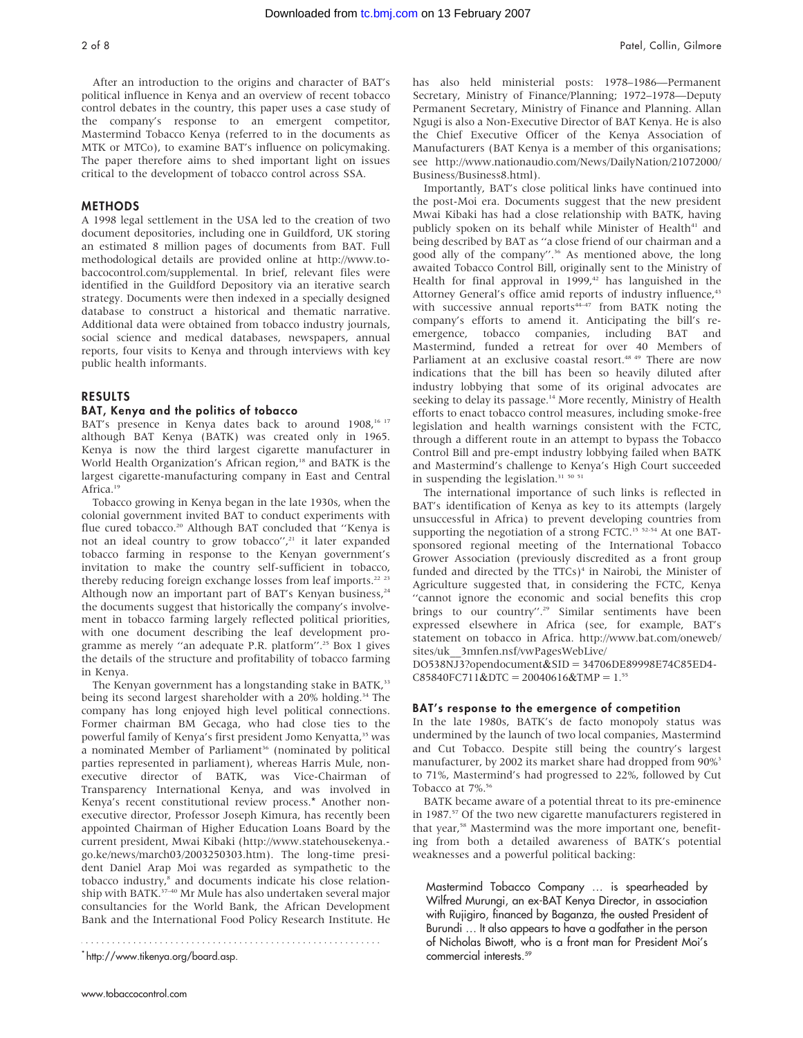After an introduction to the origins and character of BAT's political influence in Kenya and an overview of recent tobacco control debates in the country, this paper uses a case study of the company's response to an emergent competitor, Mastermind Tobacco Kenya (referred to in the documents as MTK or MTCo), to examine BAT's influence on policymaking. The paper therefore aims to shed important light on issues critical to the development of tobacco control across SSA.

## METHODS

A 1998 legal settlement in the USA led to the creation of two document depositories, including one in Guildford, UK storing an estimated 8 million pages of documents from BAT. Full methodological details are provided online at http://www.tobaccocontrol.com/supplemental. In brief, relevant files were identified in the Guildford Depository via an iterative search strategy. Documents were then indexed in a specially designed database to construct a historical and thematic narrative. Additional data were obtained from tobacco industry journals, social science and medical databases, newspapers, annual reports, four visits to Kenya and through interviews with key public health informants.

## RESULTS

### BAT, Kenya and the politics of tobacco

BAT's presence in Kenya dates back to around 1908,[16 17] although BAT Kenya (BATK) was created only in 1965. Kenya is now the third largest cigarette manufacturer in World Health Organization's African region,[18] and BATK is the largest cigarette-manufacturing company in East and Central Africa.[19]

Tobacco growing in Kenya began in the late 1930s, when the colonial government invited BAT to conduct experiments with flue cured tobacco.[20] Although BAT concluded that ''Kenya is not an ideal country to grow tobacco'',[21] it later expanded tobacco farming in response to the Kenyan government's invitation to make the country self-sufficient in tobacco, thereby reducing foreign exchange losses from leaf imports.[22 23] Although now an important part of BAT's Kenyan business,[24] the documents suggest that historically the company's involvement in tobacco farming largely reflected political priorities, with one document describing the leaf development programme as merely ''an adequate P.R. platform''.[25] Box 1 gives the details of the structure and profitability of tobacco farming in Kenya.

The Kenyan government has a longstanding stake in BATK,[33] being its second largest shareholder with a 20% holding.[34] The company has long enjoyed high level political connections. Former chairman BM Gecaga, who had close ties to the powerful family of Kenya's first president Jomo Kenyatta,[35] was a nominated Member of Parliament[36] (nominated by political parties represented in parliament), whereas Harris Mule, non-executive director of BATK, was Vice-Chairman of Transparency International Kenya, and was involved in Kenya's recent constitutional review process.* Another non-executive director, Professor Joseph Kimura, has recently been appointed Chairman of Higher Education Loans Board by the current president, Mwai Kibaki (http://www.statehousekenya.go.ke/news/march03/2003250303.htm). The long-time president Daniel Arap Moi was regarded as sympathetic to the tobacco industry,[8] and documents indicate his close relationship with BATK.[37–40] Mr Mule has also undertaken several major consultancies for the World Bank, the African Development Bank and the International Food Policy Research Institute. He has also held ministerial posts: 1978–1986—Permanent Secretary, Ministry of Finance/Planning; 1972–1978—Deputy Permanent Secretary, Ministry of Finance and Planning. Allan Ngugi is also a Non-Executive Director of BAT Kenya. He is also the Chief Executive Officer of the Kenya Association of Manufacturers (BAT Kenya is a member of this organisations; see http://www.nationaudio.com/News/DailyNation/21072000/Business/Business8.html).

Importantly, BAT's close political links have continued into the post-Moi era. Documents suggest that the new president Mwai Kibaki has had a close relationship with BATK, having publicly spoken on its behalf while Minister of Health[41] and being described by BAT as ''a close friend of our chairman and a good ally of the company''.[36] As mentioned above, the long awaited Tobacco Control Bill, originally sent to the Ministry of Health for final approval in 1999,[42] has languished in the Attorney General's office amid reports of industry influence,[43] with successive annual reports[44–47] from BATK noting the company's efforts to amend it. Anticipating the bill's re-emergence, tobacco companies, including BAT and Mastermind, funded a retreat for over 40 Members of Parliament at an exclusive coastal resort.[48 49] There are now indications that the bill has been so heavily diluted after industry lobbying that some of its original advocates are seeking to delay its passage.[14] More recently, Ministry of Health efforts to enact tobacco control measures, including smoke-free legislation and health warnings consistent with the FCTC, through a different route in an attempt to bypass the Tobacco Control Bill and pre-empt industry lobbying failed when BATK and Mastermind's challenge to Kenya's High Court succeeded in suspending the legislation.[31 50 51]

The international importance of such links is reflected in BAT's identification of Kenya as key to its attempts (largely unsuccessful in Africa) to prevent developing countries from supporting the negotiation of a strong FCTC.[15 52–54] At one BAT-sponsored regional meeting of the International Tobacco Grower Association (previously discredited as a front group funded and directed by the TTCs)[4] in Nairobi, the Minister of Agriculture suggested that, in considering the FCTC, Kenya ''cannot ignore the economic and social benefits this crop brings to our country''.[29] Similar sentiments have been expressed elsewhere in Africa (see, for example, BAT's statement on tobacco in Africa. http://www.bat.com/oneweb/sites/uk__3mnfen.nsf/vwPagesWebLive/DO538NJ3?opendocument&SID = 34706DE89998E74C85ED4-C85840FC711&DTC = 20040616&TMP = 1.[55]

### BAT's response to the emergence of competition

In the late 1980s, BATK's de facto monopoly status was undermined by the launch of two local companies, Mastermind and Cut Tobacco. Despite still being the country's largest manufacturer, by 2002 its market share had dropped from 90%[3] to 71%, Mastermind's had progressed to 22%, followed by Cut Tobacco at 7%.[56]

BATK became aware of a potential threat to its pre-eminence in 1987.[57] Of the two new cigarette manufacturers registered in that year,[58] Mastermind was the more important one, benefiting from both a detailed awareness of BATK's potential weaknesses and a powerful political backing:

> Mastermind Tobacco Company … is spearheaded by Wilfred Murungi, an ex-BAT Kenya Director, in association with Rujigiro, financed by Baganza, the ousted President of Burundi … It also appears to have a godfather in the person of Nicholas Biwott, who is a front man for President Moi's commercial interests.[59]

\* http://www.tikenya.org/board.asp.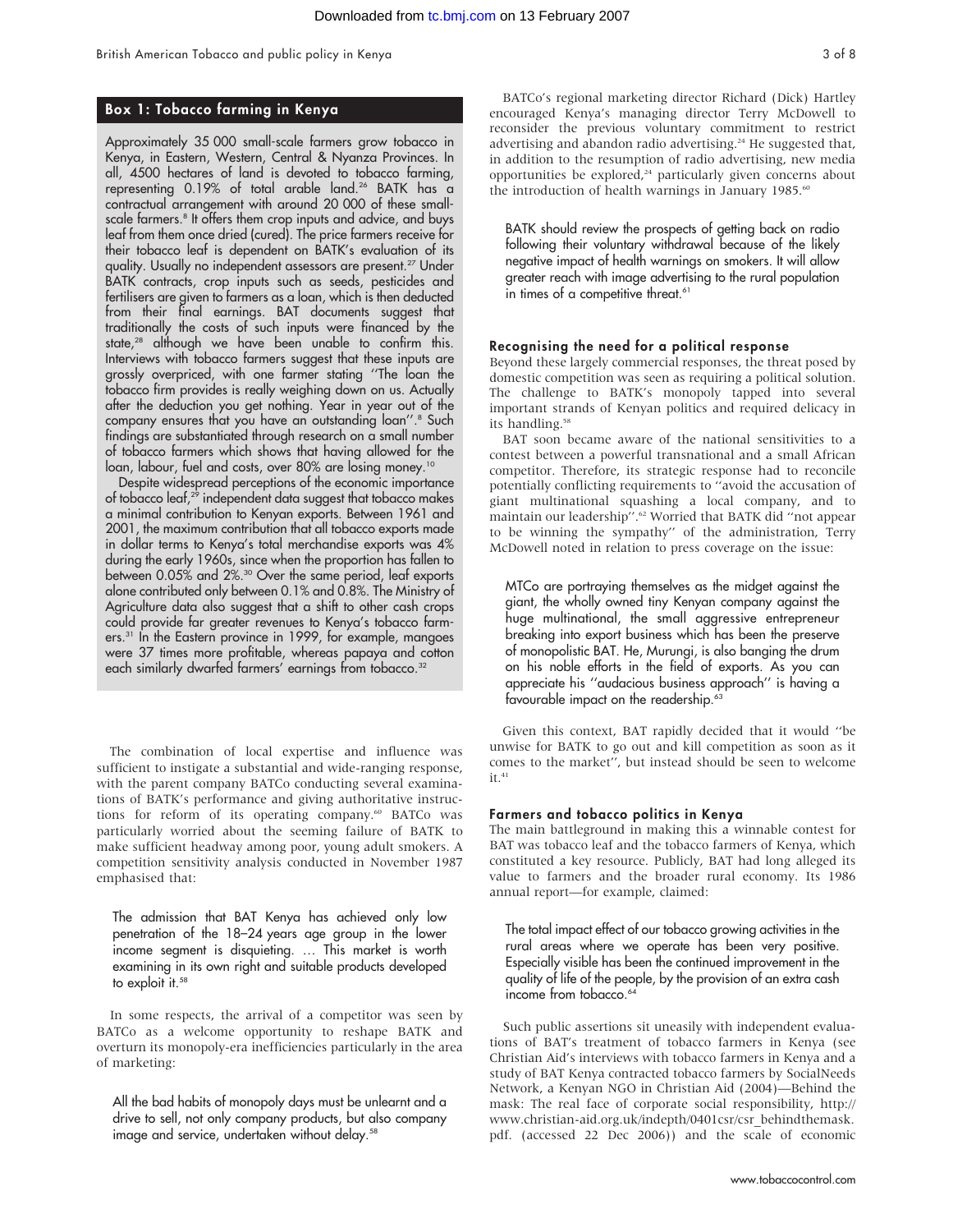## Box 1: Tobacco farming in Kenya

Approximately 35 000 small-scale farmers grow tobacco in Kenya, in Eastern, Western, Central & Nyanza Provinces. In all, 4500 hectares of land is devoted to tobacco farming, representing 0.19% of total arable land.[26] BATK has a contractual arrangement with around 20 000 of these small-scale farmers.[8] It offers them crop inputs and advice, and buys leaf from them once dried (cured). The price farmers receive for their tobacco leaf is dependent on BATK's evaluation of its quality. Usually no independent assessors are present.[27] Under BATK contracts, crop inputs such as seeds, pesticides and fertilisers are given to farmers as a loan, which is then deducted from their final earnings. BAT documents suggest that traditionally the costs of such inputs were financed by the state,[28] although we have been unable to confirm this. Interviews with tobacco farmers suggest that these inputs are grossly overpriced, with one farmer stating ''The loan the tobacco firm provides is really weighing down on us. Actually after the deduction you get nothing. Year in year out of the company ensures that you have an outstanding loan''.[8] Such findings are substantiated through research on a small number of tobacco farmers which shows that having allowed for the loan, labour, fuel and costs, over 80% are losing money.[10]

Despite widespread perceptions of the economic importance of tobacco leaf,[29] independent data suggest that tobacco makes a minimal contribution to Kenyan exports. Between 1961 and 2001, the maximum contribution that all tobacco exports made in dollar terms to Kenya's total merchandise exports was 4% during the early 1960s, since when the proportion has fallen to between 0.05% and 2%.[30] Over the same period, leaf exports alone contributed only between 0.1% and 0.8%. The Ministry of Agriculture data also suggest that a shift to other cash crops could provide far greater revenues to Kenya's tobacco farmers.[31] In the Eastern province in 1999, for example, mangoes were 37 times more profitable, whereas papaya and cotton each similarly dwarfed farmers' earnings from tobacco.[32]

The combination of local expertise and influence was sufficient to instigate a substantial and wide-ranging response, with the parent company BATCo conducting several examinations of BATK's performance and giving authoritative instructions for reform of its operating company.[60] BATCo was particularly worried about the seeming failure of BATK to make sufficient headway among poor, young adult smokers. A competition sensitivity analysis conducted in November 1987 emphasised that:

> The admission that BAT Kenya has achieved only low penetration of the 18–24 years age group in the lower income segment is disquieting. … This market is worth examining in its own right and suitable products developed to exploit it.[58]

In some respects, the arrival of a competitor was seen by BATCo as a welcome opportunity to reshape BATK and overturn its monopoly-era inefficiencies particularly in the area of marketing:

> All the bad habits of monopoly days must be unlearnt and a drive to sell, not only company products, but also company image and service, undertaken without delay.[58]

BATCo's regional marketing director Richard (Dick) Hartley encouraged Kenya's managing director Terry McDowell to reconsider the previous voluntary commitment to restrict advertising and abandon radio advertising.[24] He suggested that, in addition to the resumption of radio advertising, new media opportunities be explored,[24] particularly given concerns about the introduction of health warnings in January 1985.[60]

> BATK should review the prospects of getting back on radio following their voluntary withdrawal because of the likely negative impact of health warnings on smokers. It will allow greater reach with image advertising to the rural population in times of a competitive threat.[61]

### Recognising the need for a political response

Beyond these largely commercial responses, the threat posed by domestic competition was seen as requiring a political solution. The challenge to BATK's monopoly tapped into several important strands of Kenyan politics and required delicacy in its handling.[58]

BAT soon became aware of the national sensitivities to a contest between a powerful transnational and a small African competitor. Therefore, its strategic response had to reconcile potentially conflicting requirements to ''avoid the accusation of giant multinational squashing a local company, and to maintain our leadership''.[62] Worried that BATK did ''not appear to be winning the sympathy'' of the administration, Terry McDowell noted in relation to press coverage on the issue:

> MTCo are portraying themselves as the midget against the giant, the wholly owned tiny Kenyan company against the huge multinational, the small aggressive entrepreneur breaking into export business which has been the preserve of monopolistic BAT. He, Murungi, is also banging the drum on his noble efforts in the field of exports. As you can appreciate his ''audacious business approach'' is having a favourable impact on the readership.[63]

Given this context, BAT rapidly decided that it would ''be unwise for BATK to go out and kill competition as soon as it comes to the market'', but instead should be seen to welcome it.[41]

### Farmers and tobacco politics in Kenya

The main battleground in making this a winnable contest for BAT was tobacco leaf and the tobacco farmers of Kenya, which constituted a key resource. Publicly, BAT had long alleged its value to farmers and the broader rural economy. Its 1986 annual report—for example, claimed:

> The total impact effect of our tobacco growing activities in the rural areas where we operate has been very positive. Especially visible has been the continued improvement in the quality of life of the people, by the provision of an extra cash income from tobacco.[64]

Such public assertions sit uneasily with independent evaluations of BAT's treatment of tobacco farmers in Kenya (see Christian Aid's interviews with tobacco farmers in Kenya and a study of BAT Kenya contracted tobacco farmers by SocialNeeds Network, a Kenyan NGO in Christian Aid (2004)—Behind the mask: The real face of corporate social responsibility, http://www.christian-aid.org.uk/indepth/0401csr/csr_behindthemask.pdf. (accessed 22 Dec 2006)) and the scale of economic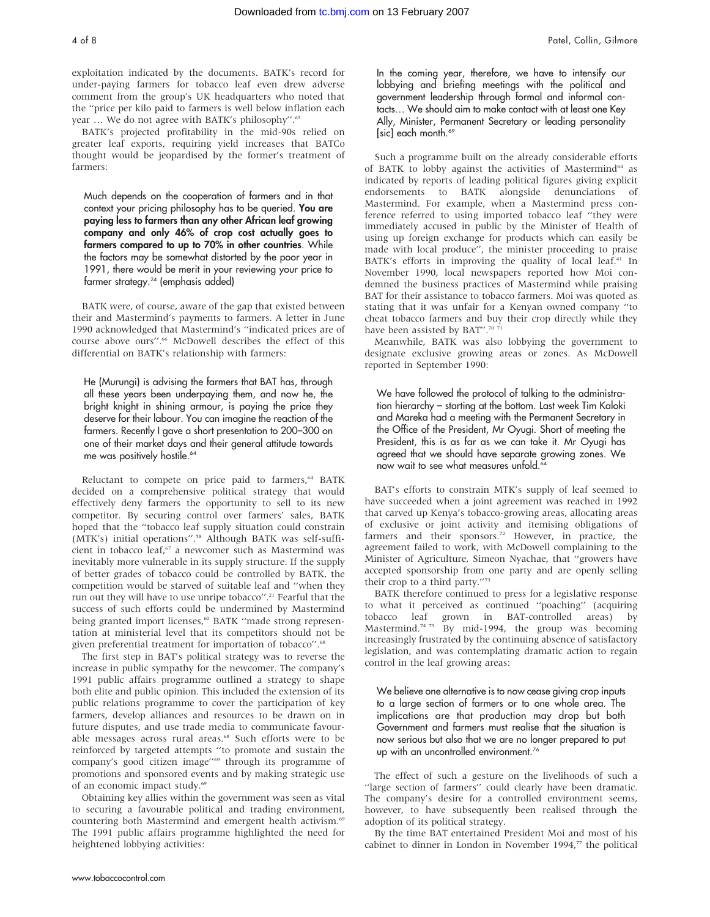exploitation indicated by the documents. BATK's record for under-paying farmers for tobacco leaf even drew adverse comment from the group's UK headquarters who noted that the "price per kilo paid to farmers is well below inflation each year … We do not agree with BATK's philosophy".[65]

BATK's projected profitability in the mid-90s relied on greater leaf exports, requiring yield increases that BATCo thought would be jeopardised by the former's treatment of farmers:

> Much depends on the cooperation of farmers and in that context your pricing philosophy has to be queried. **You are paying less to farmers than any other African leaf growing company and only 46% of crop cost actually goes to farmers compared to up to 70% in other countries.** While the factors may be somewhat distorted by the poor year in 1991, there would be merit in your reviewing your price to farmer strategy.[24] (emphasis added)

BATK were, of course, aware of the gap that existed between their and Mastermind's payments to farmers. A letter in June 1990 acknowledged that Mastermind's "indicated prices are of course above ours".[66] McDowell describes the effect of this differential on BATK's relationship with farmers:

> He (Murungi) is advising the farmers that BAT has, through all these years been underpaying them, and now he, the bright knight in shining armour, is paying the price they deserve for their labour. You can imagine the reaction of the farmers. Recently I gave a short presentation to 200–300 on one of their market days and their general attitude towards me was positively hostile.[64]

Reluctant to compete on price paid to farmers,[64] BATK decided on a comprehensive political strategy that would effectively deny farmers the opportunity to sell to its new competitor. By securing control over farmers' sales, BATK hoped that the "tobacco leaf supply situation could constrain (MTK's) initial operations".[58] Although BATK was self-sufficient in tobacco leaf,[67] a newcomer such as Mastermind was inevitably more vulnerable in its supply structure. If the supply of better grades of tobacco could be controlled by BATK, the competition would be starved of suitable leaf and "when they run out they will have to use unripe tobacco".[21] Fearful that the success of such efforts could be undermined by Mastermind being granted import licenses,[60] BATK "made strong representation at ministerial level that its competitors should not be given preferential treatment for importation of tobacco".[68]

The first step in BAT's political strategy was to reverse the increase in public sympathy for the newcomer. The company's 1991 public affairs programme outlined a strategy to shape both elite and public opinion. This included the extension of its public relations programme to cover the participation of key farmers, develop alliances and resources to be drawn on in future disputes, and use trade media to communicate favourable messages across rural areas.[68] Such efforts were to be reinforced by targeted attempts "to promote and sustain the company's good citizen image"[69] through its programme of promotions and sponsored events and by making strategic use of an economic impact study.[69]

Obtaining key allies within the government was seen as vital to securing a favourable political and trading environment, countering both Mastermind and emergent health activism.[69] The 1991 public affairs programme highlighted the need for heightened lobbying activities:

> In the coming year, therefore, we have to intensify our lobbying and briefing meetings with the political and government leadership through formal and informal contacts… We should aim to make contact with at least one Key Ally, Minister, Permanent Secretary or leading personality [sic] each month.[69]

Such a programme built on the already considerable efforts of BATK to lobby against the activities of Mastermind[64] as indicated by reports of leading political figures giving explicit endorsements to BATK alongside denunciations of Mastermind. For example, when a Mastermind press conference referred to using imported tobacco leaf "they were immediately accused in public by the Minister of Health of using up foreign exchange for products which can easily be made with local produce", the minister proceeding to praise BATK's efforts in improving the quality of local leaf.[41] In November 1990, local newspapers reported how Moi condemned the business practices of Mastermind while praising BAT for their assistance to tobacco farmers. Moi was quoted as stating that it was unfair for a Kenyan owned company "to cheat tobacco farmers and buy their crop directly while they have been assisted by BAT".[70,71]

Meanwhile, BATK was also lobbying the government to designate exclusive growing areas or zones. As McDowell reported in September 1990:

> We have followed the protocol of talking to the administration hierarchy – starting at the bottom. Last week Tim Kaloki and Mareka had a meeting with the Permanent Secretary in the Office of the President, Mr Oyugi. Short of meeting the President, this is as far as we can take it. Mr Oyugi has agreed that we should have separate growing zones. We now wait to see what measures unfold.[64]

BAT's efforts to constrain MTK's supply of leaf seemed to have succeeded when a joint agreement was reached in 1992 that carved up Kenya's tobacco-growing areas, allocating areas of exclusive or joint activity and itemising obligations of farmers and their sponsors.[72] However, in practice, the agreement failed to work, with McDowell complaining to the Minister of Agriculture, Simeon Nyachae, that "growers have accepted sponsorship from one party and are openly selling their crop to a third party."[73]

BATK therefore continued to press for a legislative response to what it perceived as continued "poaching" (acquiring tobacco leaf grown in BAT-controlled areas) by Mastermind.[74,75] By mid-1994, the group was becoming increasingly frustrated by the continuing absence of satisfactory legislation, and was contemplating dramatic action to regain control in the leaf growing areas:

> We believe one alternative is to now cease giving crop inputs to a large section of farmers or to one whole area. The implications are that production may drop but both Government and farmers must realise that the situation is now serious but also that we are no longer prepared to put up with an uncontrolled environment.[76]

The effect of such a gesture on the livelihoods of such a "large section of farmers" could clearly have been dramatic. The company's desire for a controlled environment seems, however, to have subsequently been realised through the adoption of its political strategy.

By the time BAT entertained President Moi and most of his cabinet to dinner in London in November 1994,[77] the political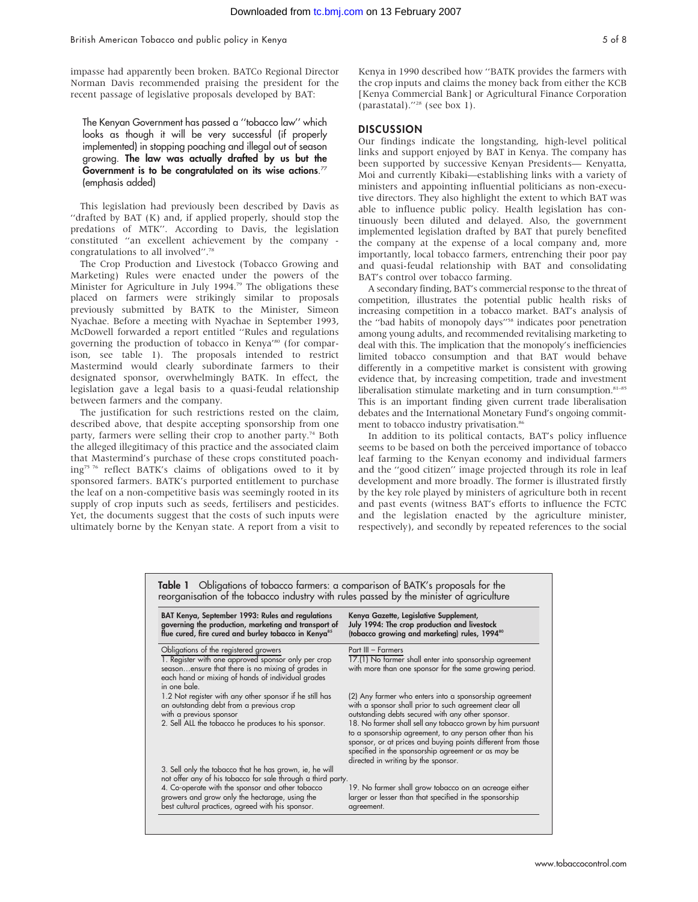impasse had apparently been broken. BATCo Regional Director Norman Davis recommended praising the president for the recent passage of legislative proposals developed by BAT:

> The Kenyan Government has passed a ''tobacco law'' which looks as though it will be very successful (if properly implemented) in stopping poaching and illegal out of season growing. **The law was actually drafted by us but the Government is to be congratulated on its wise actions**.[77] (emphasis added)

This legislation had previously been described by Davis as ''drafted by BAT (K) and, if applied properly, should stop the predations of MTK''. According to Davis, the legislation constituted ''an excellent achievement by the company - congratulations to all involved''.[78]

The Crop Production and Livestock (Tobacco Growing and Marketing) Rules were enacted under the powers of the Minister for Agriculture in July 1994.[79] The obligations these placed on farmers were strikingly similar to proposals previously submitted by BATK to the Minister, Simeon Nyachae. Before a meeting with Nyachae in September 1993, McDowell forwarded a report entitled ''Rules and regulations governing the production of tobacco in Kenya''[80] (for comparison, see table 1). The proposals intended to restrict Mastermind would clearly subordinate farmers to their designated sponsor, overwhelmingly BATK. In effect, the legislation gave a legal basis to a quasi-feudal relationship between farmers and the company.

The justification for such restrictions rested on the claim, described above, that despite accepting sponsorship from one party, farmers were selling their crop to another party.[74] Both the alleged illegitimacy of this practice and the associated claim that Mastermind's purchase of these crops constituted poaching[75 76] reflect BATK's claims of obligations owed to it by sponsored farmers. BATK's purported entitlement to purchase the leaf on a non-competitive basis was seemingly rooted in its supply of crop inputs such as seeds, fertilisers and pesticides. Yet, the documents suggest that the costs of such inputs were ultimately borne by the Kenyan state. A report from a visit to Kenya in 1990 described how ''BATK provides the farmers with the crop inputs and claims the money back from either the KCB [Kenya Commercial Bank] or Agricultural Finance Corporation (parastatal).''[28] (see box 1).

## DISCUSSION

Our findings indicate the longstanding, high-level political links and support enjoyed by BAT in Kenya. The company has been supported by successive Kenyan Presidents— Kenyatta, Moi and currently Kibaki—establishing links with a variety of ministers and appointing influential politicians as non-executive directors. They also highlight the extent to which BAT was able to influence public policy. Health legislation has continuously been diluted and delayed. Also, the government implemented legislation drafted by BAT that purely benefited the company at the expense of a local company and, more importantly, local tobacco farmers, entrenching their poor pay and quasi-feudal relationship with BAT and consolidating BAT's control over tobacco farming.

A secondary finding, BAT's commercial response to the threat of competition, illustrates the potential public health risks of increasing competition in a tobacco market. BAT's analysis of the ''bad habits of monopoly days''[58] indicates poor penetration among young adults, and recommended revitalising marketing to deal with this. The implication that the monopoly's inefficiencies limited tobacco consumption and that BAT would behave differently in a competitive market is consistent with growing evidence that, by increasing competition, trade and investment liberalisation stimulate marketing and in turn consumption.[81–85] This is an important finding given current trade liberalisation debates and the International Monetary Fund's ongoing commitment to tobacco industry privatisation.[86]

In addition to its political contacts, BAT's policy influence seems to be based on both the perceived importance of tobacco leaf farming to the Kenyan economy and individual farmers and the ''good citizen'' image projected through its role in leaf development and more broadly. The former is illustrated firstly by the key role played by ministers of agriculture both in recent and past events (witness BAT's efforts to influence the FCTC and the legislation enacted by the agriculture minister, respectively), and secondly by repeated references to the social

**Table 1** Obligations of tobacco farmers: a comparison of BATK's proposals for the reorganisation of the tobacco industry with rules passed by the minister of agriculture

| BAT Kenya, September 1993: Rules and regulations governing the production, marketing and transport of flue cured, fire cured and burley tobacco in Kenya[85] | Kenya Gazette, Legislative Supplement, July 1994: The crop production and livestock (tobacco growing and marketing) rules, 1994[80] |
|---|---|
| Obligations of the registered growers | Part III – Farmers |
| 1. Register with one approved sponsor only per crop season…ensure that there is no mixing of grades in each hand or mixing of hands of individual grades in one bale. | 17.(1) No farmer shall enter into sponsorship agreement with more than one sponsor for the same growing period. |
| 1.2 Not register with any other sponsor if he still has an outstanding debt from a previous crop with a previous sponsor | (2) Any farmer who enters into a sponsorship agreement with a sponsor shall prior to such agreement clear all outstanding debts secured with any other sponsor. |
| 2. Sell ALL the tobacco he produces to his sponsor. | 18. No farmer shall sell any tobacco grown by him pursuant to a sponsorship agreement, to any person other than his sponsor, or at prices and buying points different from those specified in the sponsorship agreement or as may be directed in writing by the sponsor. |
| 3. Sell only the tobacco that he has grown, ie, he will not offer any of his tobacco for sale through a third party. | |
| 4. Co-operate with the sponsor and other tobacco growers and grow only the hectarage, using the best cultural practices, agreed with his sponsor. | 19. No farmer shall grow tobacco on an acreage either larger or lesser than that specified in the sponsorship agreement. |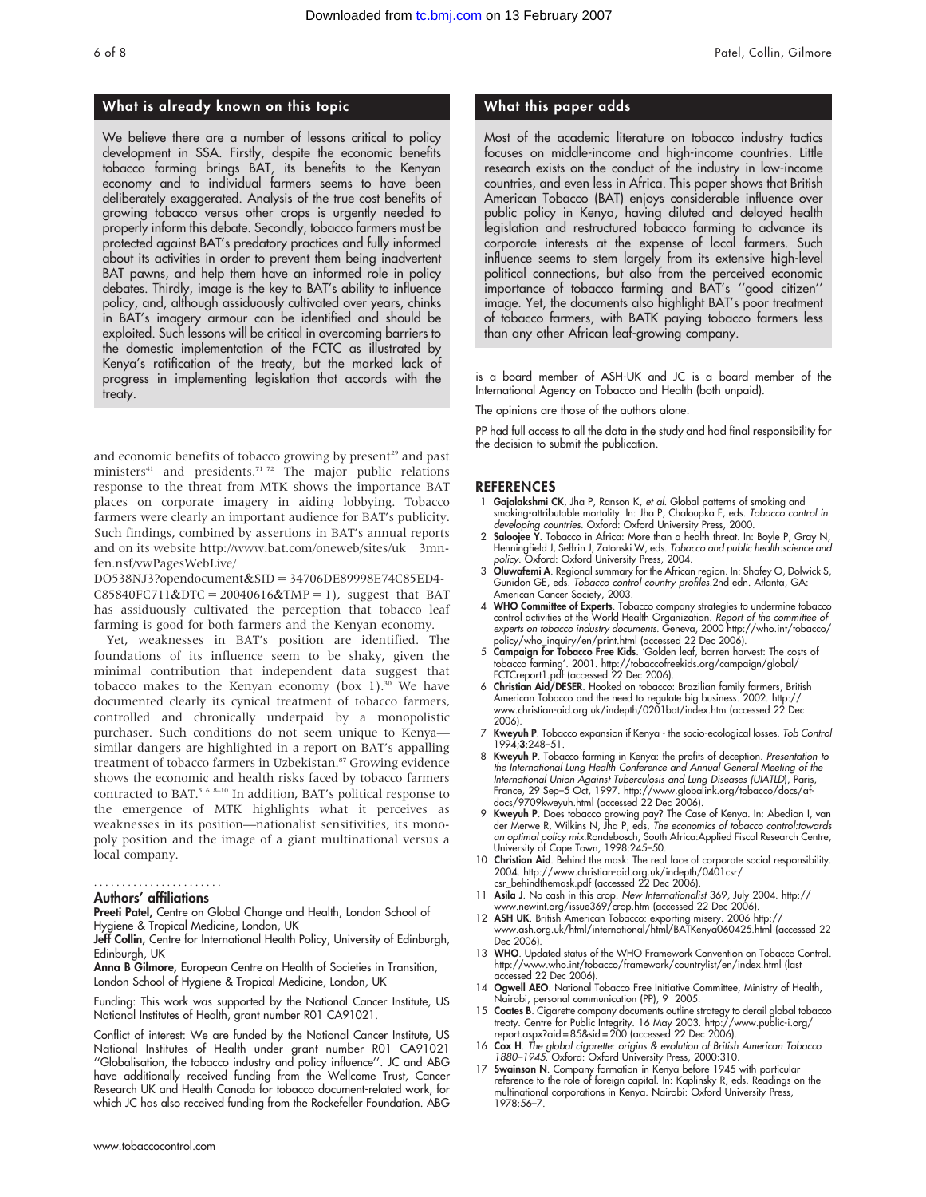## What is already known on this topic

We believe there are a number of lessons critical to policy development in SSA. Firstly, despite the economic benefits tobacco farming brings BAT, its benefits to the Kenyan economy and to individual farmers seems to have been deliberately exaggerated. Analysis of the true cost benefits of growing tobacco versus other crops is urgently needed to properly inform this debate. Secondly, tobacco farmers must be protected against BAT's predatory practices and fully informed about its activities in order to prevent them being inadvertent BAT pawns, and help them have an informed role in policy debates. Thirdly, image is the key to BAT's ability to influence policy, and, although assiduously cultivated over years, chinks in BAT's imagery armour can be identified and should be exploited. Such lessons will be critical in overcoming barriers to the domestic implementation of the FCTC as illustrated by Kenya's ratification of the treaty, but the marked lack of progress in implementing legislation that accords with the treaty.

## What this paper adds

Most of the academic literature on tobacco industry tactics focuses on middle-income and high-income countries. Little research exists on the conduct of the industry in low-income countries, and even less in Africa. This paper shows that British American Tobacco (BAT) enjoys considerable influence over public policy in Kenya, having diluted and delayed health legislation and restructured tobacco farming to advance its corporate interests at the expense of local farmers. Such influence seems to stem largely from its extensive high-level political connections, but also from the perceived economic importance of tobacco farming and BAT's "good citizen" image. Yet, the documents also highlight BAT's poor treatment of tobacco farmers, with BATK paying tobacco farmers less than any other African leaf-growing company.

and economic benefits of tobacco growing by present[29] and past ministers[41] and presidents.[71 72] The major public relations response to the threat from MTK shows the importance BAT places on corporate imagery in aiding lobbying. Tobacco farmers were clearly an important audience for BAT's publicity. Such findings, combined by assertions in BAT's annual reports and on its website http://www.bat.com/oneweb/sites/uk__3mn-fen.nsf/vwPagesWebLive/DO538NJ3?opendocument&SID = 34706DE89998E74C85ED4-C85840FC711&DTC = 20040616&TMP = 1), suggest that BAT has assiduously cultivated the perception that tobacco leaf farming is good for both farmers and the Kenyan economy.

Yet, weaknesses in BAT's position are identified. The foundations of its influence seem to be shaky, given the minimal contribution that independent data suggest that tobacco makes to the Kenyan economy (box 1).[30] We have documented clearly its cynical treatment of tobacco farmers, controlled and chronically underpaid by a monopolistic purchaser. Such conditions do not seem unique to Kenya—similar dangers are highlighted in a report on BAT's appalling treatment of tobacco farmers in Uzbekistan.[87] Growing evidence shows the economic and health risks faced by tobacco farmers contracted to BAT.[5 6 8–10] In addition, BAT's political response to the emergence of MTK highlights what it perceives as weaknesses in its position—nationalist sensitivities, its monopoly position and the image of a giant multinational versus a local company.

### Authors' affiliations

**Preeti Patel,** Centre on Global Change and Health, London School of Hygiene & Tropical Medicine, London, UK

**Jeff Collin,** Centre for International Health Policy, University of Edinburgh, Edinburgh, UK

**Anna B Gilmore,** European Centre on Health of Societies in Transition, London School of Hygiene & Tropical Medicine, London, UK

Funding: This work was supported by the National Cancer Institute, US National Institutes of Health, grant number R01 CA91021.

Conflict of interest: We are funded by the National Cancer Institute, US National Institutes of Health under grant number R01 CA91021 "Globalisation, the tobacco industry and policy influence". JC and ABG have additionally received funding from the Wellcome Trust, Cancer Research UK and Health Canada for tobacco document-related work, for which JC has also received funding from the Rockefeller Foundation. ABG is a board member of ASH-UK and JC is a board member of the International Agency on Tobacco and Health (both unpaid).

The opinions are those of the authors alone.

PP had full access to all the data in the study and had final responsibility for the decision to submit the publication.

## REFERENCES

1. **Gajalakshmi CK**, Jha P, Ranson K, *et al*. Global patterns of smoking and smoking-attributable mortality. In: Jha P, Chaloupka F, eds. *Tobacco control in developing countries*. Oxford: Oxford University Press, 2000.
2. **Saloojee Y**. Tobacco in Africa: More than a health threat. In: Boyle P, Gray N, Henningfield J, Seffrin J, Zatonski W, eds. *Tobacco and public health:science and policy*. Oxford: Oxford University Press, 2004.
3. **Oluwafemi A**. Regional summary for the African region. In: Shafey O, Dolwick S, Gunidon GE, eds. *Tobacco control country profiles*.2nd edn. Atlanta, GA: American Cancer Society, 2003.
4. **WHO Committee of Experts**. Tobacco company strategies to undermine tobacco control activities at the World Health Organization. *Report of the committee of experts on tobacco industry documents*. Geneva, 2000 http://who.int/tobacco/policy/who_inquiry/en/print.html (accessed 22 Dec 2006).
5. **Campaign for Tobacco Free Kids**. 'Golden leaf, barren harvest: The costs of tobacco farming'. 2001. http://tobaccofreekids.org/campaign/global/FCTCreport1.pdf (accessed 22 Dec 2006).
6. **Christian Aid/DESER**. Hooked on tobacco: Brazilian family farmers, British American Tobacco and the need to regulate big business. 2002. http://www.christian-aid.org.uk/indepth/0201bat/index.htm (accessed 22 Dec 2006).
7. **Kweyuh P**. Tobacco expansion if Kenya - the socio-ecological losses. *Tob Control* 1994;**3**:248–51.
8. **Kweyuh P**. Tobacco farming in Kenya: the profits of deception. *Presentation to the International Lung Health Conference and Annual General Meeting of the International Union Against Tuberculosis and Lung Diseases (UIATLD)*, Paris, France, 29 Sep–5 Oct, 1997. http://www.globalink.org/tobacco/docs/af-docs/9709kweyuh.html (accessed 22 Dec 2006).
9. **Kweyuh P**. Does tobacco growing pay? The Case of Kenya. In: Abedian I, van der Merwe R, Wilkins N, Jha P, eds, *The economics of tobacco control:towards an optimal policy mix*.Rondebosch, South Africa:Applied Fiscal Research Centre, University of Cape Town, 1998:245–50.
10. **Christian Aid**. Behind the mask: The real face of corporate social responsibility. 2004. http://www.christian-aid.org.uk/indepth/0401csr/csr_behindthemask.pdf (accessed 22 Dec 2006).
11. **Asila J**. No cash in this crop. *New Internationalist* 369, July 2004. http://www.newint.org/issue369/crop.htm (accessed 22 Dec 2006).
12. **ASH UK**. British American Tobacco: exporting misery. 2006 http://www.ash.org.uk/html/international/html/BATKenya060425.html (accessed 22 Dec 2006).
13. **WHO**. Updated status of the WHO Framework Convention on Tobacco Control. http://www.who.int/tobacco/framework/countrylist/en/index.html (last accessed 22 Dec 2006).
14. **Ogwell AEO**. National Tobacco Free Initiative Committee, Ministry of Health, Nairobi, personal communication (PP), 9 2005.
15. **Coates B**. Cigarette company documents outline strategy to derail global tobacco treaty. Centre for Public Integrity. 16 May 2003. http://www.public-i.org/report.aspx?aid = 85&sid = 200 (accessed 22 Dec 2006).
16. **Cox H**. *The global cigarette: origins & evolution of British American Tobacco 1880–1945*. Oxford: Oxford University Press, 2000:310.
17. **Swainson N**. Company formation in Kenya before 1945 with particular reference to the role of foreign capital. In: Kaplinsky R, eds. Readings on the multinational corporations in Kenya. Nairobi: Oxford University Press, 1978:56–7.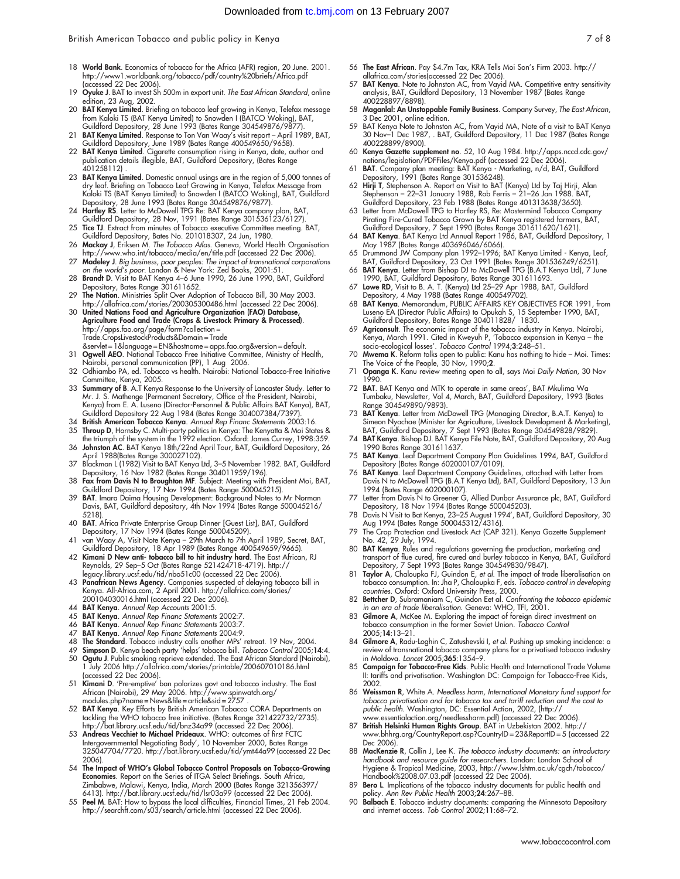18 **World Bank**. Economics of tobacco for the Africa (AFR) region, 20 June. 2001. http://www1.worldbank.org/tobacco/pdf/country%20briefs/Africa.pdf (accessed 22 Dec 2006).

19 **Oyuke J**. BAT to invest Sh 500m in export unit. *The East African Standard*, online edition, 23 Aug, 2002.

20 **BAT Kenya Limited**. Briefing on tobacco leaf growing in Kenya, Telefax message from Kaloki TS (BAT Kenya Limited) to Snowden I (BATCO Woking), BAT, Guildford Depository, 28 June 1993 (Bates Range 304549876/9877).

21 **BAT Kenya Limited**. Response to Ton Van Waay's visit report – April 1989, BAT, Guildford Depository, June 1989 (Bates Range 400549650/9658).

22 **BAT Kenya Limited**. Cigarette consumption rising in Kenya, date, author and publication details illegible, BAT, Guildford Depository, (Bates Range 401258112) .

23 **BAT Kenya Limited**. Domestic annual usings are in the region of 5,000 tonnes of dry leaf. Briefing on Tobacco Leaf Growing in Kenya, Telefax Message from Kaloki TS (BAT Kenya Limited) to Snowden I (BATCO Woking), BAT, Guildford Depository, 28 June 1993 (Bates Range 304549876/9877).

24 **Hartley RS**. Letter to McDowell TPG Re: BAT Kenya company plan, BAT, Guildford Depository, 28 Nov, 1991 (Bates Range 301536123/6127).

25 **Tice TJ**. Extract from minutes of Tobacco executive Committee meeting. BAT, Guildford Depository, Bates No. 201018307, 24 Jun, 1980.

26 **Mackay J**, Eriksen M. *The Tobacco Atlas*. Geneva, World Health Organisation http://www.who.int/tobacco/media/en/title.pdf (accessed 22 Dec 2006).

27 **Madeley J**. *Big business, poor peoples: The impact of transnational corporations on the world's poor*. London & New York: Zed Books, 2001:51.

28 **Brandt D**. Visit to BAT Kenya 4–6 June 1990, 26 June 1990, BAT, Guildford Depository, Bates Range 301611652.

29 **The Nation**. Ministries Split Over Adoption of Tobacco Bill, 30 May 2003. http://allafrica.com/stories/200305300486.html (accessed 22 Dec 2006).

30 **United Nations Food and Agriculture Organization (FAO) Database, Agriculture Food and Trade (Crops & Livestock Primary & Processed)**. http://apps.fao.org/page/form?collection=Trade.CropsLivestockProducts&Domain=Trade&servlet=1&language=EN&hostname=apps.fao.org&version=default.

31 **Ogwell AEO**. National Tobacco Free Initiative Committee, Ministry of Health, Nairobi, personal communication (PP), 1 Aug 2006.

32 Odhiambo PA, ed. Tobacco vs health. Nairobi: National Tobacco-Free Initiative Committee, Kenya, 2005.

33 **Summary of B**. A.T Kenya Response to the University of Lancaster Study. Letter to Mr. J. S. Mathenge (Permanent Secretary, Office of the President, Nairobi, Kenya) from E. A. Luseno (Director-Personnel & Public Affairs BAT Kenya), BAT, Guildford Depository 22 Aug 1984 (Bates Range 304007384/7397).

34 **British American Tobacco Kenya**. *Annual Rep Financ Statements* 2003:16.

35 **Throup D**, Hornsby C. Multi-party politics in Kenya: The Kenyatta & Moi States & the triumph of the system in the 1992 election. Oxford: James Currey, 1998:359.

36 **Johnston AC**. BAT Kenya 18th/22nd April Tour, BAT, Guildford Depository, 26 April 1988(Bates Range 300027102).

37 Blackman L (1982) Visit to BAT Kenya Ltd, 3–5 November 1982. BAT, Guildford Depository, 16 Nov 1982 (Bates Range 304011959/196).

38 **Fax from Davis N to Broughton MF**. Subject: Meeting with President Moi, BAT, Guildford Depository, 17 Nov 1994 (Bates Range 500045215).

39 **BAT**. Imara Daima Housing Development: Background Notes to Mr Norman Davis, BAT, Guildford depository, 4th Nov 1994 (Bates Range 500045216/5218).

40 **BAT**. Africa Private Enterprise Group Dinner [Guest List], BAT, Guildford Depository, 17 Nov 1994 (Bates Range 500045209).

41 van Waay A, Visit Note Kenya – 29th March to 7th April 1989, Secret, BAT, Guildford Depository, 18 Apr 1989 (Bates Range 400549659/9665).

42 **Kimani D New anti- tobacco bill to hit industry hard**. The East African, RJ Reynolds, 29 Sep–5 Oct (Bates Range 521424718-4719). http://legacy.library.ucsf.edu/tid/nbo51c00 (accessed 22 Dec 2006).

43 **Panafrican News Agency**. Companies suspected of delaying tobacco bill in Kenya. All-Africa.com, 2 April 2001. http://allafrica.com/stories/200104030016.html (accessed 22 Dec 2006).

44 **BAT Kenya**. *Annual Rep Accounts* 2001:5.

45 **BAT Kenya**. *Annual Rep Financ Statements* 2002:7.

46 **BAT Kenya**. *Annual Rep Financ Statements* 2003:7.

47 **BAT Kenya**. *Annual Rep Financ Statements* 2004:9.

48 **The Standard**. Tobacco industry calls another MPs' retreat. 19 Nov, 2004.

49 **Simpson D**. Kenya beach party 'helps' tobacco bill. *Tobacco Control* 2005;**14**:4.

50 **Ogutu J**. Public smoking reprieve extended. The East African Standard (Nairobi), 1 July 2006 http://allafrica.com/stories/printable/200607010186.html (accessed 22 Dec 2006).

51 **Kimani D**. 'Pre-emptive' ban polarizes govt and tobacco industry. The East African (Nairobi), 29 May 2006. http://www.spinwatch.org/modules.php?name=News&file=article&sid=2757 .

52 **BAT Kenya**. Key Efforts by British American Tobacco CORA Departments on tackling the WHO tobacco free initiative. (Bates Range 321422732/2735). http://bat.library.ucsf.edu/tid/bnz34a99 (accessed 22 Dec 2006).

53 **Andreas Vecchiet to Michael Prideaux**. WHO: outcomes of first FCTC Intergovernmental Negotiating Body', 10 November 2000, Bates Range 325047704/7720. http://bat.library.ucsf.edu/tid/ymt44a99 (accessed 22 Dec 2006).

54 **The Impact of WHO's Global Tobacco Control Proposals on Tobacco-Growing Economies**. Report on the Series of ITGA Select Briefings. South Africa, Zimbabwe, Malawi, Kenya, India, March 2000 (Bates Range 321356397/6413). http://bat.library.ucsf.edu/tid/lsr03a99 (accessed 22 Dec 2006).

55 **Peel M**. BAT: How to bypass the local difficulties, Financial Times, 21 Feb 2004. http://searchft.com/s03/search/article.html (accessed 22 Dec 2006).

56 **The East African**. Pay $4.7m Tax, KRA Tells Moi Son's Firm 2003. http://allafrica.com/stories(accessed 22 Dec 2006).

57 **BAT Kenya**. Note to Johnston AC, from Vayid MA. Competitive entry sensitivity analysis, BAT, Guildford Depository, 13 November 1987 (Bates Range 400228897/8898).

58 **Maganlal: An Unstoppable Family Business**. Company Survey, *The East African*, 3 Dec 2001, online edition.

59 BAT Kenya Note to Johnston AC, from Vayid MA, Note of a visit to BAT Kenya 30 Nov–1 Dec 1987, . BAT, Guildford Depository, 11 Dec 1987 (Bates Range 400228899/8900).

60 **Kenya Gazette supplement no**. 52, 10 Aug 1984. http://apps.nccd.cdc.gov/nations/legislation/PDFFiles/Kenya.pdf (accessed 22 Dec 2006).

61 **BAT**. Company plan meeting: BAT Kenya - Marketing, n/d, BAT, Guildford Depository, 1991 (Bates Range 301536248).

62 **Hirji T**, Stephenson A. Report on Visit to BAT (Kenya) Ltd by Taj Hirji, Alan Stephenson – 22–31 January 1988, Rob Ferris – 21–26 Jan 1988. BAT, Guildford Depository, 23 Feb 1988 (Bates Range 401313638/3650).

63 Letter from McDowell TPG to Hartley RS, Re: Mastermind Tobacco Company Pirating Fire-Cured Tobacco Grown by BAT Kenya registered farmers, BAT, Guildford Depository, 7 Sept 1990 (Bates Range 301611620/1621).

64 **BAT Kenya**. BAT Kenya Ltd Annual Report 1986, BAT, Guildford Depository, 1 May 1987 (Bates Range 403696046/6066).

65 Drummond JW Company plan 1992–1996; BAT Kenya Limited - Kenya, Leaf, BAT, Guildford Depository, 23 Oct 1991 (Bates Range 301536249/6251).

66 **BAT Kenya**. Letter from Bishop DJ to McDowell TPG (B.A.T Kenya Ltd), 7 June 1990, BAT, Guildford Depository, Bates Range 301611693.

67 **Lowe RD**, Visit to B. A. T. (Kenya) Ltd 25–29 Apr 1988, BAT, Guildford Depository, 4 May 1988 (Bates Range 400549702).

68 **BAT Kenya**. Memorandum, PUBLIC AFFAIRS KEY OBJECTIVES FOR 1991, from Luseno EA (Director Public Affairs) to Opukah S, 15 September 1990, BAT, Guildford Depository, Bates Range 304011828/ 1830.

69 **Agriconsult**. The economic impact of the tobacco industry in Kenya. Nairobi, Kenya, March 1991. Cited in Kweyuh P, 'Tobacco expansion in Kenya – the socio-ecological losses'. *Tobacco Control* 1994;**3**:248–51.

70 **Mwema K**. Reform talks open to public: Kanu has nothing to hide – Moi. Times: The Voice of the People, 30 Nov, 1990;**2**.

71 **Opanga K**. Kanu review meeting open to all, says Moi *Daily Nation*, 30 Nov 1990.

72 **BAT**. BAT Kenya and MTK to operate in same areas', BAT Mkulima Wa Tumbaku, Newsletter, Vol 4, March, BAT, Guildford Depository, 1993 (Bates Range 304549890/9893).

73 **BAT Kenya**. Letter from McDowell TPG (Managing Director, B.A.T. Kenya) to Simeon Nyachae (Minister for Agriculture, Livestock Development & Marketing), BAT, Guildford Depository, 7 Sept 1993 (Bates Range 304549828/9829).

74 **BAT Kenya**. Bishop DJ. BAT Kenya File Note, BAT, Guildford Depository, 20 Aug 1990 Bates Range 301611637.

75 **BAT Kenya**. Leaf Department Company Plan Guidelines 1994, BAT, Guildford Depository (Bates Range 602000107/0109).

76 **BAT Kenya**. Leaf Department Company Guidelines, attached with Letter from Davis N to McDowell TPG (B.A.T Kenya Ltd), BAT, Guildford Depository, 13 Jun 1994 (Bates Range 602000107).

77 Letter from Davis N to Greener G, Allied Dunbar Assurance plc, BAT, Guildford Depository, 18 Nov 1994 (Bates Range 500045203).

78 Davis N Visit to Bat Kenya, 23–25 August 1994', BAT, Guildford Depository, 30 Aug 1994 (Bates Range 500045312/4316).

79 The Crop Protection and Livestock Act (CAP 321). Kenya Gazette Supplement No. 42, 29 July, 1994.

80 **BAT Kenya**. Rules and regulations governing the production, marketing and transport of flue cured, fire cured and burley tobacco in Kenya, BAT, Guildford Depository, 7 Sept 1993 (Bates Range 304549830/9847).

81 **Taylor A**, Chaloupka FJ, Guindon E, *et al*. The impact of trade liberalisation on tobacco consumption. In: Jha P, Chaloupka F, eds. *Tobacco control in developing countries*. Oxford: Oxford University Press, 2000.

82 **Bettcher D**, Subramaniam C, Guindon Eet al. *Confronting the tobacco epidemic in an era of trade liberalisation*. Geneva: WHO, TFI, 2001.

83 **Gilmore A**, McKee M. Exploring the impact of foreign direct investment on tobacco consumption in the former Soviet Union. *Tobacco Control* 2005;**14**:13–21.

84 **Gilmore A**, Radu-Loghin C, Zatushevski I, *et al*. Pushing up smoking incidence: a review of transnational tobacco company plans for a privatised tobacco industry in Moldova. *Lancet* 2005;**365**:1354–9.

85 **Campaign for Tobacco-Free Kids**. Public Health and International Trade Volume II: tariffs and privatisation. Washington DC: Campaign for Tobacco-Free Kids, 2002.

86 **Weissman R**, White A. *Needless harm, International Monetary fund support for tobacco privatisation and for tobacco tax and tariff reduction and the cost to public health*. Washington, DC: Essential Action, 2002, (http://www.essentialaction.org/needlessharm.pdf) (accessed 22 Dec 2006).

87 **British Helsinki Human Rights Group**. BAT in Uzbekistan 2002. http://www.bhhrg.org/CountryReport.asp?CountryID=23&ReportID=5 (accessed 22 Dec 2006).

88 **MacKenzie R**, Collin J, Lee K. *The tobacco industry documents: an introductory handbook and resource guide for researchers*. London: London School of Hygiene & Tropical Medicine, 2003, http://www.lshtm.ac.uk/cgch/tobacco/Handbook%2008.07.03.pdf (accessed 22 Dec 2006).

89 **Bero L**. Implications of the tobacco industry documents for public health and policy. *Ann Rev Public Health* 2003;**24**:267–88.

90 **Balbach E**. Tobacco industry documents: comparing the Minnesota Depository and internet access. *Tob Control* 2002;**11**:68–72.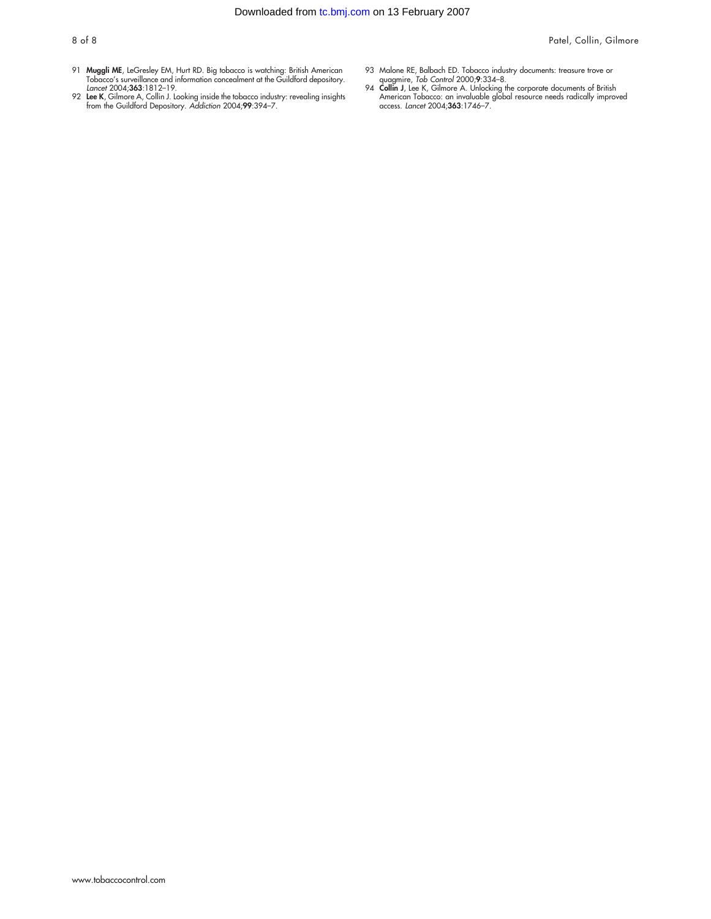91 **Muggli ME**, LeGresley EM, Hurt RD. Big tobacco is watching: British American Tobacco's surveillance and information concealment at the Guildford depository. *Lancet* 2004;**363**:1812–19.

92 **Lee K**, Gilmore A, Collin J. Looking inside the tobacco industry: revealing insights from the Guildford Depository. *Addiction* 2004;**99**:394–7.

93 Malone RE, Balbach ED. Tobacco industry documents: treasure trove or quagmire, *Tob Control* 2000;**9**:334–8.

94 **Collin J**, Lee K, Gilmore A. Unlocking the corporate documents of British American Tobacco: an invaluable global resource needs radically improved access. *Lancet* 2004;**363**:1746–7.